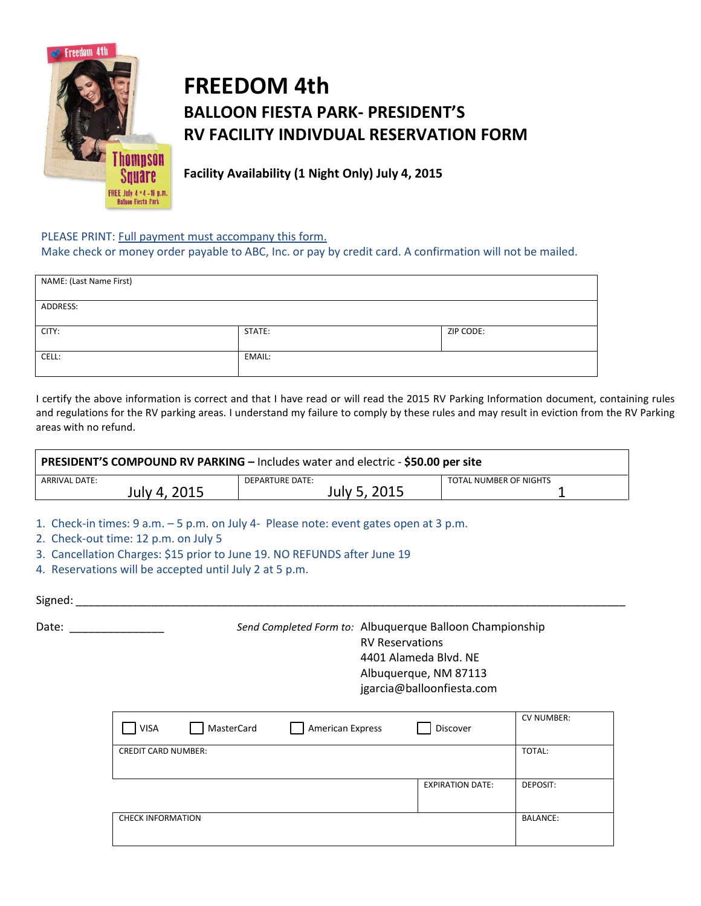# FREEDOM 4th

## BALLOON FIESTA PARK- PRESIDENT'S RV FACILITY INDIVDUAL RESERVATION FORM

**Facility Availability (1 Night Only) July 4, 2015**

PLEASE PRINT: Full payment must accompany this form.
Make check or money order payable to ABC, Inc. or pay by credit card. A confirmation will not be mailed.

| NAME: (Last Name First) | | |
|---|---|---|
| ADDRESS: | | |
| CITY: | STATE: | ZIP CODE: |
| CELL: | EMAIL: | |

I certify the above information is correct and that I have read or will read the 2015 RV Parking Information document, containing rules and regulations for the RV parking areas. I understand my failure to comply by these rules and may result in eviction from the RV Parking areas with no refund.

| **PRESIDENT'S COMPOUND RV PARKING –** Includes water and electric - **$50.00 per site** | | |
|---|---|---|
| ARRIVAL DATE: July 4, 2015 | DEPARTURE DATE: July 5, 2015 | TOTAL NUMBER OF NIGHTS 1 |

1. Check-in times: 9 a.m. – 5 p.m. on July 4- Please note: event gates open at 3 p.m.
2. Check-out time: 12 p.m. on July 5
3. Cancellation Charges: $15 prior to June 19. NO REFUNDS after June 19
4. Reservations will be accepted until July 2 at 5 p.m.

Signed: ___________________________________________

Date: _______________

*Send Completed Form to:* Albuquerque Balloon Championship
RV Reservations
4401 Alameda Blvd. NE
Albuquerque, NM 87113
jgarcia@balloonfiesta.com

| ☐ VISA ☐ MasterCard ☐ American Express ☐ Discover | | CV NUMBER: |
|---|---|---|
| CREDIT CARD NUMBER: | | TOTAL: |
| | EXPIRATION DATE: | DEPOSIT: |
| CHECK INFORMATION | | BALANCE: |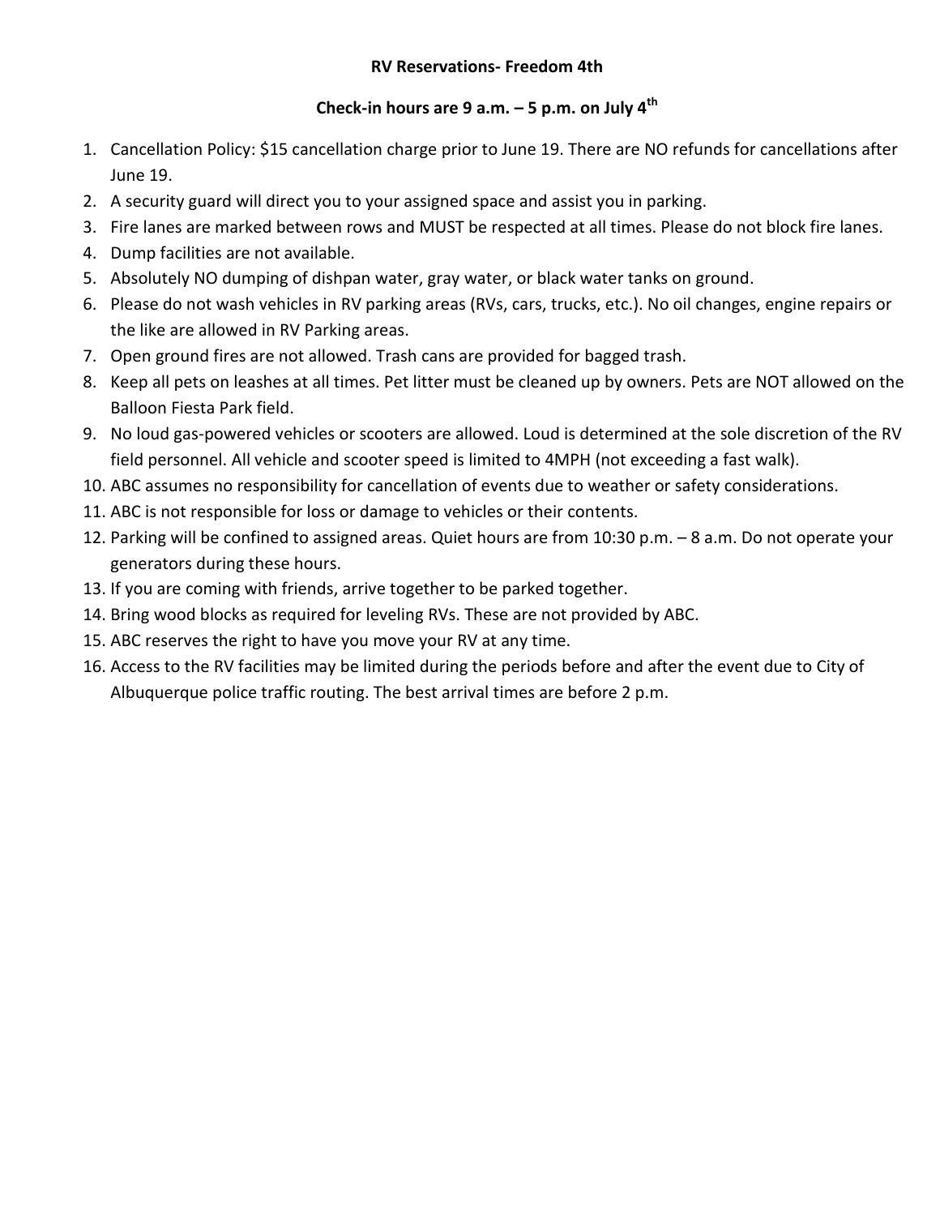**RV Reservations- Freedom 4th**

**Check-in hours are 9 a.m. – 5 p.m. on July 4th**

1. Cancellation Policy: $15 cancellation charge prior to June 19. There are NO refunds for cancellations after June 19.
2. A security guard will direct you to your assigned space and assist you in parking.
3. Fire lanes are marked between rows and MUST be respected at all times. Please do not block fire lanes.
4. Dump facilities are not available.
5. Absolutely NO dumping of dishpan water, gray water, or black water tanks on ground.
6. Please do not wash vehicles in RV parking areas (RVs, cars, trucks, etc.). No oil changes, engine repairs or the like are allowed in RV Parking areas.
7. Open ground fires are not allowed. Trash cans are provided for bagged trash.
8. Keep all pets on leashes at all times. Pet litter must be cleaned up by owners. Pets are NOT allowed on the Balloon Fiesta Park field.
9. No loud gas-powered vehicles or scooters are allowed. Loud is determined at the sole discretion of the RV field personnel. All vehicle and scooter speed is limited to 4MPH (not exceeding a fast walk).
10. ABC assumes no responsibility for cancellation of events due to weather or safety considerations.
11. ABC is not responsible for loss or damage to vehicles or their contents.
12. Parking will be confined to assigned areas. Quiet hours are from 10:30 p.m. – 8 a.m. Do not operate your generators during these hours.
13. If you are coming with friends, arrive together to be parked together.
14. Bring wood blocks as required for leveling RVs. These are not provided by ABC.
15. ABC reserves the right to have you move your RV at any time.
16. Access to the RV facilities may be limited during the periods before and after the event due to City of Albuquerque police traffic routing. The best arrival times are before 2 p.m.